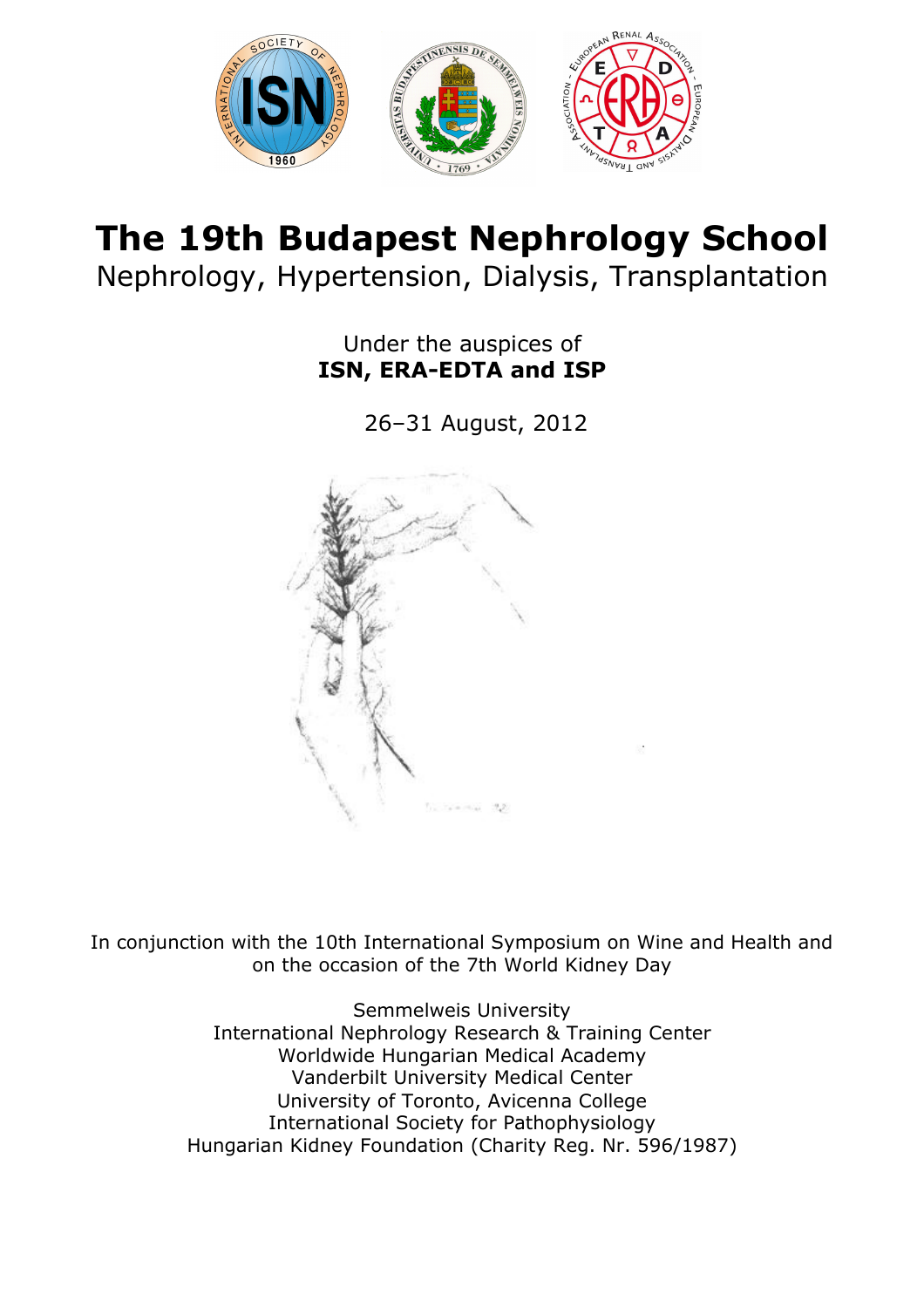# The 19th Budapest Nephrology School

## Nephrology, Hypertension, Dialysis, Transplantation

Under the auspices of
**ISN, ERA-EDTA and ISP**

26–31 August, 2012

In conjunction with the 10th International Symposium on Wine and Health and on the occasion of the 7th World Kidney Day

Semmelweis University
International Nephrology Research & Training Center
Worldwide Hungarian Medical Academy
Vanderbilt University Medical Center
University of Toronto, Avicenna College
International Society for Pathophysiology
Hungarian Kidney Foundation (Charity Reg. Nr. 596/1987)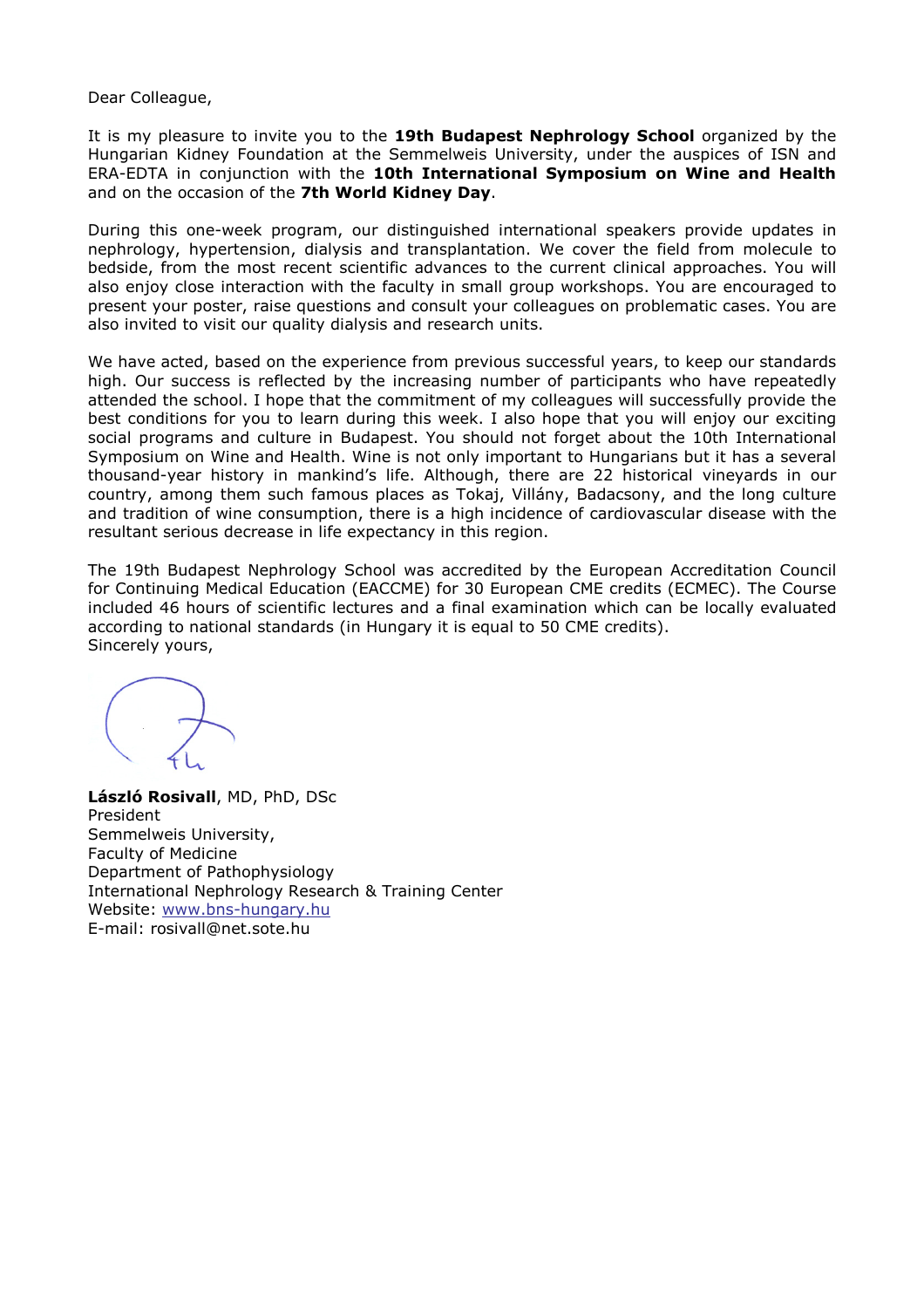Dear Colleague,

It is my pleasure to invite you to the **19th Budapest Nephrology School** organized by the Hungarian Kidney Foundation at the Semmelweis University, under the auspices of ISN and ERA-EDTA in conjunction with the **10th International Symposium on Wine and Health** and on the occasion of the **7th World Kidney Day**.

During this one-week program, our distinguished international speakers provide updates in nephrology, hypertension, dialysis and transplantation. We cover the field from molecule to bedside, from the most recent scientific advances to the current clinical approaches. You will also enjoy close interaction with the faculty in small group workshops. You are encouraged to present your poster, raise questions and consult your colleagues on problematic cases. You are also invited to visit our quality dialysis and research units.

We have acted, based on the experience from previous successful years, to keep our standards high. Our success is reflected by the increasing number of participants who have repeatedly attended the school. I hope that the commitment of my colleagues will successfully provide the best conditions for you to learn during this week. I also hope that you will enjoy our exciting social programs and culture in Budapest. You should not forget about the 10th International Symposium on Wine and Health. Wine is not only important to Hungarians but it has a several thousand-year history in mankind's life. Although, there are 22 historical vineyards in our country, among them such famous places as Tokaj, Villány, Badacsony, and the long culture and tradition of wine consumption, there is a high incidence of cardiovascular disease with the resultant serious decrease in life expectancy in this region.

The 19th Budapest Nephrology School was accredited by the European Accreditation Council for Continuing Medical Education (EACCME) for 30 European CME credits (ECMEC). The Course included 46 hours of scientific lectures and a final examination which can be locally evaluated according to national standards (in Hungary it is equal to 50 CME credits).
Sincerely yours,

**László Rosivall**, MD, PhD, DSc
President
Semmelweis University,
Faculty of Medicine
Department of Pathophysiology
International Nephrology Research & Training Center
Website: www.bns-hungary.hu
E-mail: rosivall@net.sote.hu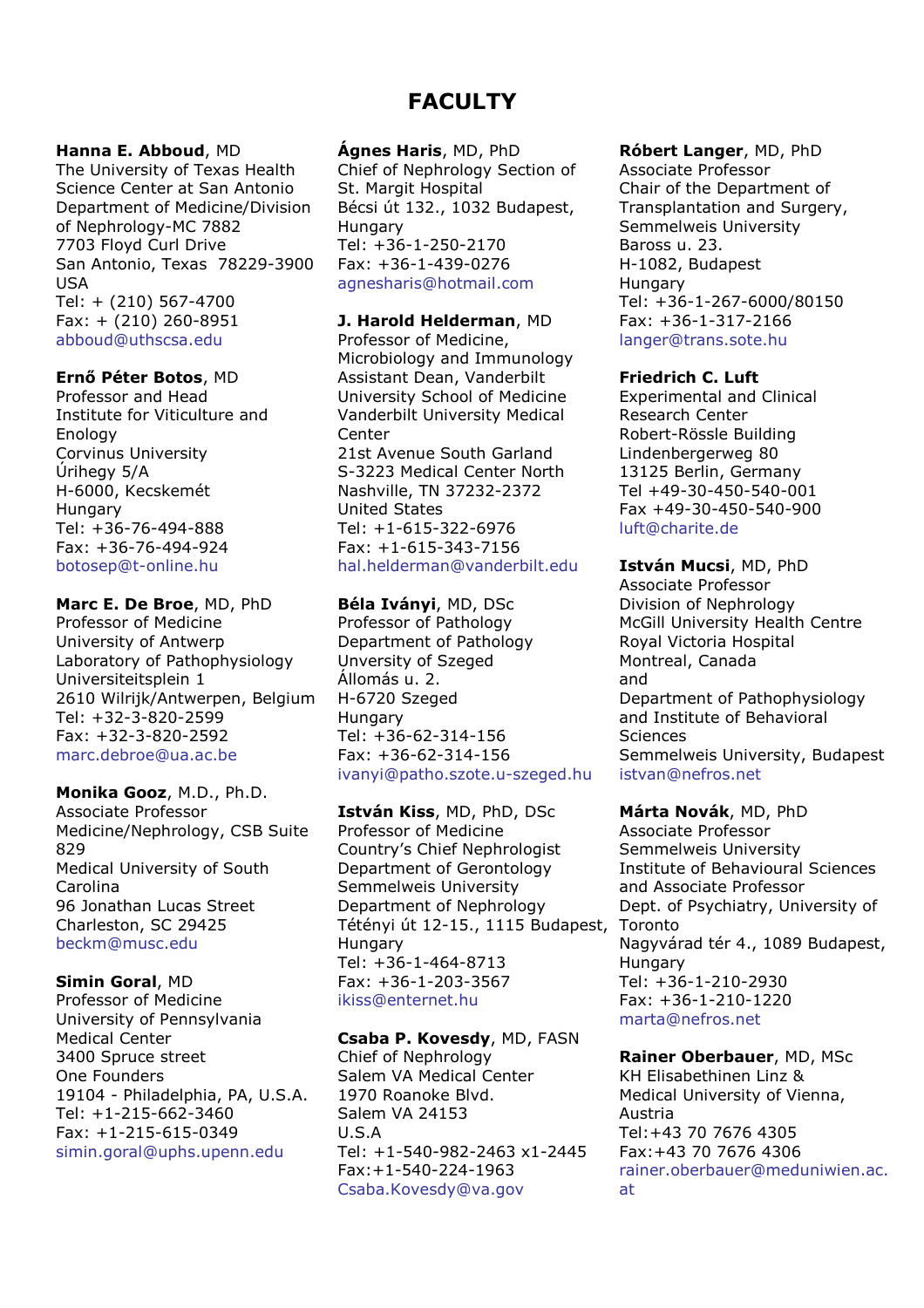# FACULTY

**Hanna E. Abboud**, MD
The University of Texas Health Science Center at San Antonio
Department of Medicine/Division of Nephrology-MC 7882
7703 Floyd Curl Drive
San Antonio, Texas 78229-3900
USA
Tel: + (210) 567-4700
Fax: + (210) 260-8951
abboud@uthscsa.edu

**Ernő Péter Botos**, MD
Professor and Head
Institute for Viticulture and Enology
Corvinus University
Úrihegy 5/A
H-6000, Kecskemét
Hungary
Tel: +36-76-494-888
Fax: +36-76-494-924
botosep@t-online.hu

**Marc E. De Broe**, MD, PhD
Professor of Medicine
University of Antwerp
Laboratory of Pathophysiology
Universiteitsplein 1
2610 Wilrijk/Antwerpen, Belgium
Tel: +32-3-820-2599
Fax: +32-3-820-2592
marc.debroe@ua.ac.be

**Monika Gooz**, M.D., Ph.D.
Associate Professor
Medicine/Nephrology, CSB Suite 829
Medical University of South Carolina
96 Jonathan Lucas Street
Charleston, SC 29425
beckm@musc.edu

**Simin Goral**, MD
Professor of Medicine
University of Pennsylvania Medical Center
3400 Spruce street
One Founders
19104 - Philadelphia, PA, U.S.A.
Tel: +1-215-662-3460
Fax: +1-215-615-0349
simin.goral@uphs.upenn.edu

**Ágnes Haris**, MD, PhD
Chief of Nephrology Section of St. Margit Hospital
Bécsi út 132., 1032 Budapest, Hungary
Tel: +36-1-250-2170
Fax: +36-1-439-0276
agnesharis@hotmail.com

**J. Harold Helderman**, MD
Professor of Medicine, Microbiology and Immunology
Assistant Dean, Vanderbilt University School of Medicine
Vanderbilt University Medical Center
21st Avenue South Garland
S-3223 Medical Center North
Nashville, TN 37232-2372
United States
Tel: +1-615-322-6976
Fax: +1-615-343-7156
hal.helderman@vanderbilt.edu

**Béla Iványi**, MD, DSc
Professor of Pathology
Department of Pathology
Unversity of Szeged
Állomás u. 2.
H-6720 Szeged
Hungary
Tel: +36-62-314-156
Fax: +36-62-314-156
ivanyi@patho.szote.u-szeged.hu

**István Kiss**, MD, PhD, DSc
Professor of Medicine
Country's Chief Nephrologist
Department of Gerontology
Semmelweis University
Department of Nephrology
Tétényi út 12-15., 1115 Budapest, Hungary
Tel: +36-1-464-8713
Fax: +36-1-203-3567
ikiss@enternet.hu

**Csaba P. Kovesdy**, MD, FASN
Chief of Nephrology
Salem VA Medical Center
1970 Roanoke Blvd.
Salem VA 24153
U.S.A
Tel: +1-540-982-2463 x1-2445
Fax:+1-540-224-1963
Csaba.Kovesdy@va.gov

**Róbert Langer**, MD, PhD
Associate Professor
Chair of the Department of Transplantation and Surgery, Semmelweis University
Baross u. 23.
H-1082, Budapest
Hungary
Tel: +36-1-267-6000/80150
Fax: +36-1-317-2166
langer@trans.sote.hu

**Friedrich C. Luft**
Experimental and Clinical Research Center
Robert-Rössle Building
Lindenbergerweg 80
13125 Berlin, Germany
Tel +49-30-450-540-001
Fax +49-30-450-540-900
luft@charite.de

**István Mucsi**, MD, PhD
Associate Professor
Division of Nephrology
McGill University Health Centre
Royal Victoria Hospital
Montreal, Canada
and
Department of Pathophysiology and Institute of Behavioral Sciences
Semmelweis University, Budapest
istvan@nefros.net

**Márta Novák**, MD, PhD
Associate Professor
Semmelweis University
Institute of Behavioural Sciences and Associate Professor
Dept. of Psychiatry, University of Toronto
Nagyvárad tér 4., 1089 Budapest, Hungary
Tel: +36-1-210-2930
Fax: +36-1-210-1220
marta@nefros.net

**Rainer Oberbauer**, MD, MSc
KH Elisabethinen Linz & Medical University of Vienna, Austria
Tel:+43 70 7676 4305
Fax:+43 70 7676 4306
rainer.oberbauer@meduniwien.ac.at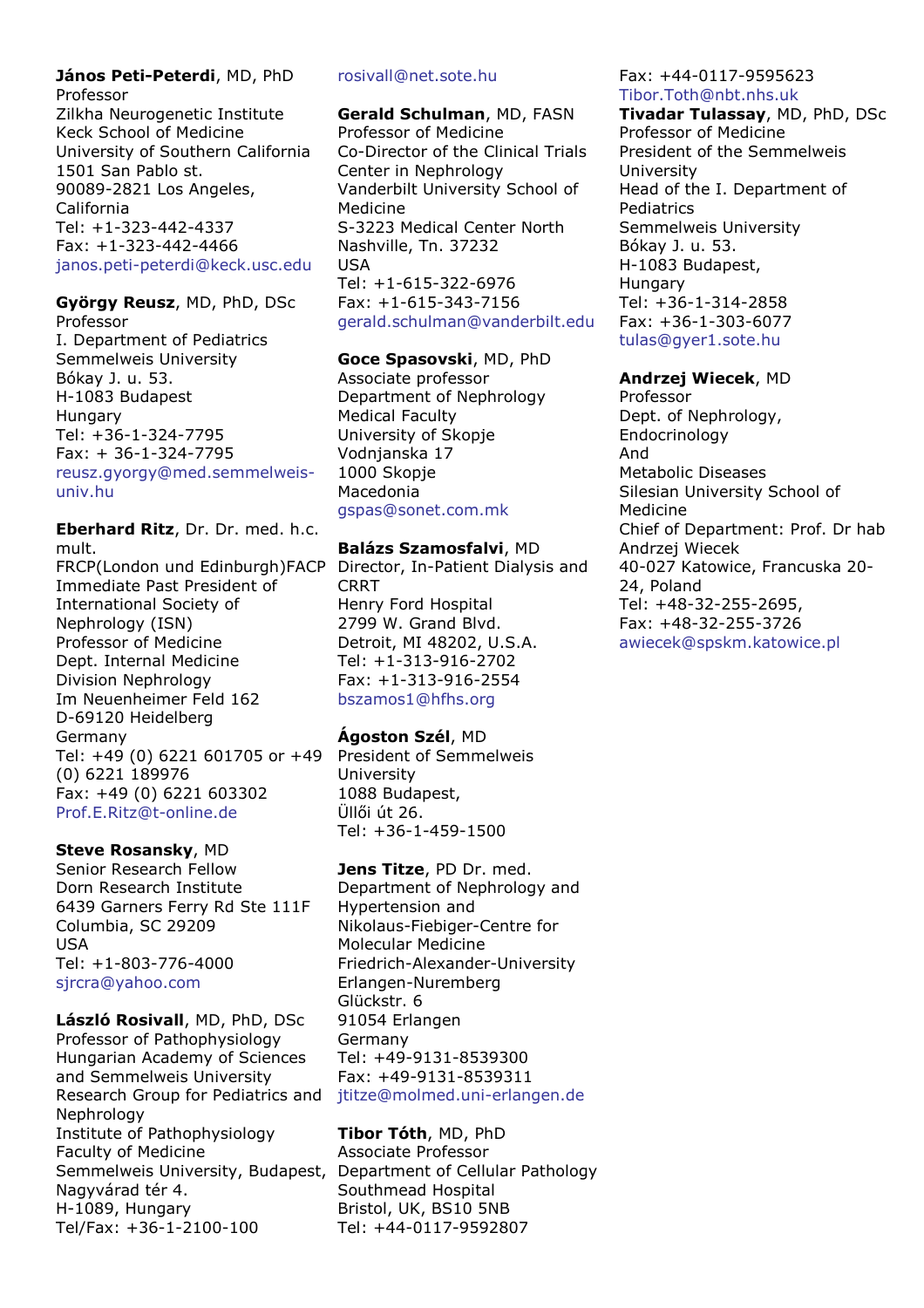**János Peti-Peterdi**, MD, PhD
Professor
Zilkha Neurogenetic Institute
Keck School of Medicine
University of Southern California
1501 San Pablo st.
90089-2821 Los Angeles,
California
Tel: +1-323-442-4337
Fax: +1-323-442-4466
janos.peti-peterdi@keck.usc.edu

**György Reusz**, MD, PhD, DSc
Professor
I. Department of Pediatrics
Semmelweis University
Bókay J. u. 53.
H-1083 Budapest
Hungary
Tel: +36-1-324-7795
Fax: + 36-1-324-7795
reusz.gyorgy@med.semmelweis-univ.hu

**Eberhard Ritz**, Dr. Dr. med. h.c. mult.
FRCP(London und Edinburgh)FACP
Immediate Past President of International Society of Nephrology (ISN)
Professor of Medicine
Dept. Internal Medicine
Division Nephrology
Im Neuenheimer Feld 162
D-69120 Heidelberg
Germany
Tel: +49 (0) 6221 601705 or +49 (0) 6221 189976
Fax: +49 (0) 6221 603302
Prof.E.Ritz@t-online.de

**Steve Rosansky**, MD
Senior Research Fellow
Dorn Research Institute
6439 Garners Ferry Rd Ste 111F
Columbia, SC 29209
USA
Tel: +1-803-776-4000
sjrcra@yahoo.com

**László Rosivall**, MD, PhD, DSc
Professor of Pathophysiology
Hungarian Academy of Sciences and Semmelweis University
Research Group for Pediatrics and Nephrology
Institute of Pathophysiology
Faculty of Medicine
Semmelweis University, Budapest,
Nagyvárad tér 4.
H-1089, Hungary
Tel/Fax: +36-1-2100-100
rosivall@net.sote.hu

**Gerald Schulman**, MD, FASN
Professor of Medicine
Co-Director of the Clinical Trials Center in Nephrology
Vanderbilt University School of Medicine
S-3223 Medical Center North
Nashville, Tn. 37232
USA
Tel: +1-615-322-6976
Fax: +1-615-343-7156
gerald.schulman@vanderbilt.edu

**Goce Spasovski**, MD, PhD
Associate professor
Department of Nephrology
Medical Faculty
University of Skopje
Vodnjanska 17
1000 Skopje
Macedonia
gspas@sonet.com.mk

**Balázs Szamosfalvi**, MD
Director, In-Patient Dialysis and CRRT
Henry Ford Hospital
2799 W. Grand Blvd.
Detroit, MI 48202, U.S.A.
Tel: +1-313-916-2702
Fax: +1-313-916-2554
bszamos1@hfhs.org

**Ágoston Szél**, MD
President of Semmelweis University
1088 Budapest,
Üllői út 26.
Tel: +36-1-459-1500

**Jens Titze**, PD Dr. med.
Department of Nephrology and Hypertension and
Nikolaus-Fiebiger-Centre for Molecular Medicine
Friedrich-Alexander-University Erlangen-Nuremberg
Glückstr. 6
91054 Erlangen
Germany
Tel: +49-9131-8539300
Fax: +49-9131-8539311
jtitze@molmed.uni-erlangen.de

**Tibor Tóth**, MD, PhD
Associate Professor
Department of Cellular Pathology
Southmead Hospital
Bristol, UK, BS10 5NB
Tel: +44-0117-9592807
Fax: +44-0117-9595623
Tibor.Toth@nbt.nhs.uk

**Tivadar Tulassay**, MD, PhD, DSc
Professor of Medicine
President of the Semmelweis University
Head of the I. Department of Pediatrics
Semmelweis University
Bókay J. u. 53.
H-1083 Budapest,
Hungary
Tel: +36-1-314-2858
Fax: +36-1-303-6077
tulas@gyer1.sote.hu

**Andrzej Wiecek**, MD
Professor
Dept. of Nephrology, Endocrinology
And
Metabolic Diseases
Silesian University School of Medicine
Chief of Department: Prof. Dr hab Andrzej Wiecek
40-027 Katowice, Francuska 20-24, Poland
Tel: +48-32-255-2695,
Fax: +48-32-255-3726
awiecek@spskm.katowice.pl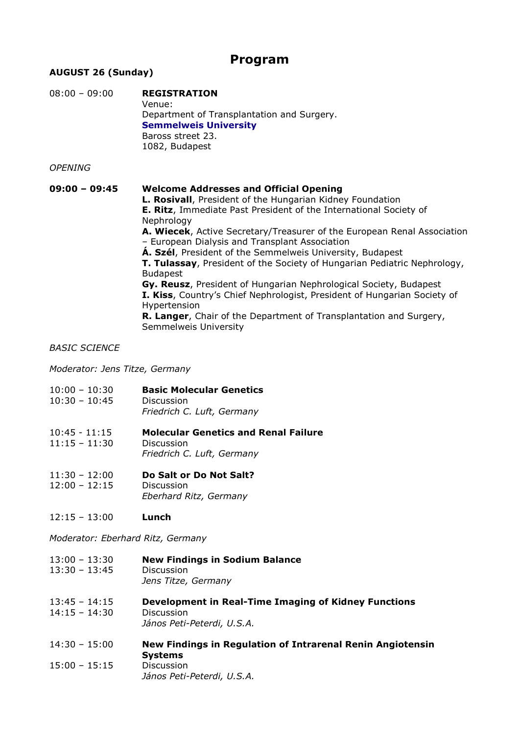# Program

**AUGUST 26 (Sunday)**

08:00 – 09:00 **REGISTRATION**
Venue:
Department of Transplantation and Surgery.
**Semmelweis University**
Baross street 23.
1082, Budapest

*OPENING*

**09:00 – 09:45** **Welcome Addresses and Official Opening**
**L. Rosivall**, President of the Hungarian Kidney Foundation
**E. Ritz**, Immediate Past President of the International Society of Nephrology
**A. Wiecek**, Active Secretary/Treasurer of the European Renal Association – European Dialysis and Transplant Association
**Á. Szél**, President of the Semmelweis University, Budapest
**T. Tulassay**, President of the Society of Hungarian Pediatric Nephrology, Budapest
**Gy. Reusz**, President of Hungarian Nephrological Society, Budapest
**I. Kiss**, Country's Chief Nephrologist, President of Hungarian Society of Hypertension
**R. Langer**, Chair of the Department of Transplantation and Surgery, Semmelweis University

*BASIC SCIENCE*

*Moderator: Jens Titze, Germany*

10:00 – 10:30 **Basic Molecular Genetics**
10:30 – 10:45 Discussion
*Friedrich C. Luft, Germany*

10:45 - 11:15 **Molecular Genetics and Renal Failure**
11:15 – 11:30 Discussion
*Friedrich C. Luft, Germany*

11:30 – 12:00 **Do Salt or Do Not Salt?**
12:00 – 12:15 Discussion
*Eberhard Ritz, Germany*

12:15 – 13:00 **Lunch**

*Moderator: Eberhard Ritz, Germany*

13:00 – 13:30 **New Findings in Sodium Balance**
13:30 – 13:45 Discussion
*Jens Titze, Germany*

13:45 – 14:15 **Development in Real-Time Imaging of Kidney Functions**
14:15 – 14:30 Discussion
*János Peti-Peterdi, U.S.A.*

14:30 – 15:00 **New Findings in Regulation of Intrarenal Renin Angiotensin Systems**
15:00 – 15:15 Discussion
*János Peti-Peterdi, U.S.A.*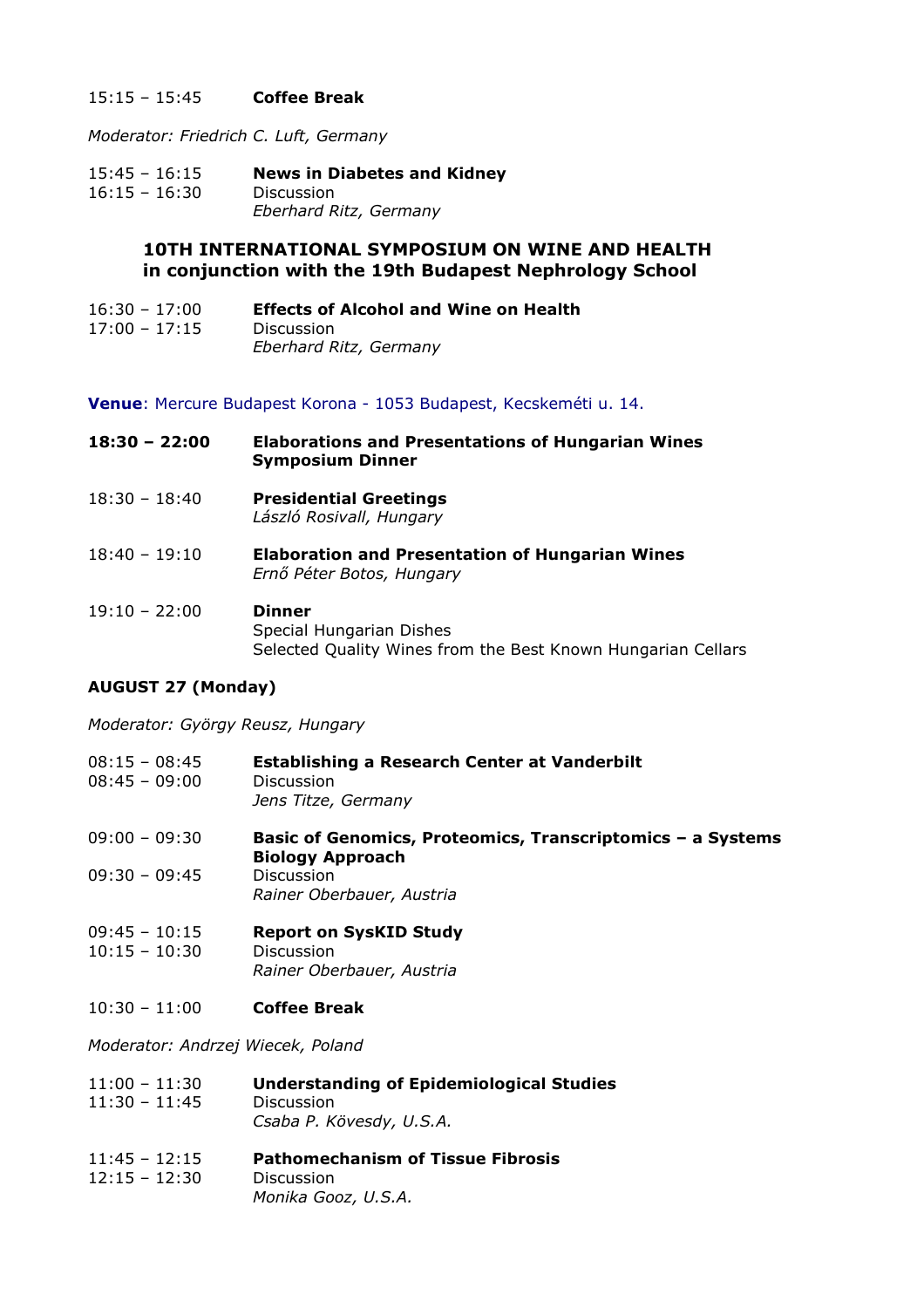15:15 – 15:45 **Coffee Break**

*Moderator: Friedrich C. Luft, Germany*

15:45 – 16:15 **News in Diabetes and Kidney**
16:15 – 16:30 Discussion
*Eberhard Ritz, Germany*

## 10TH INTERNATIONAL SYMPOSIUM ON WINE AND HEALTH in conjunction with the 19th Budapest Nephrology School

16:30 – 17:00 **Effects of Alcohol and Wine on Health**
17:00 – 17:15 Discussion
*Eberhard Ritz, Germany*

**Venue**: Mercure Budapest Korona - 1053 Budapest, Kecskeméti u. 14.

**18:30 – 22:00** **Elaborations and Presentations of Hungarian Wines Symposium Dinner**

18:30 – 18:40 **Presidential Greetings**
*László Rosivall, Hungary*

18:40 – 19:10 **Elaboration and Presentation of Hungarian Wines**
*Ernő Péter Botos, Hungary*

19:10 – 22:00 **Dinner**
Special Hungarian Dishes
Selected Quality Wines from the Best Known Hungarian Cellars

**AUGUST 27 (Monday)**

*Moderator: György Reusz, Hungary*

08:15 – 08:45 **Establishing a Research Center at Vanderbilt**
08:45 – 09:00 Discussion
*Jens Titze, Germany*

09:00 – 09:30 **Basic of Genomics, Proteomics, Transcriptomics – a Systems Biology Approach**
09:30 – 09:45 Discussion
*Rainer Oberbauer, Austria*

09:45 – 10:15 **Report on SysKID Study**
10:15 – 10:30 Discussion
*Rainer Oberbauer, Austria*

10:30 – 11:00 **Coffee Break**

*Moderator: Andrzej Wiecek, Poland*

11:00 – 11:30 **Understanding of Epidemiological Studies**
11:30 – 11:45 Discussion
*Csaba P. Kövesdy, U.S.A.*

11:45 – 12:15 **Pathomechanism of Tissue Fibrosis**
12:15 – 12:30 Discussion
*Monika Gooz, U.S.A.*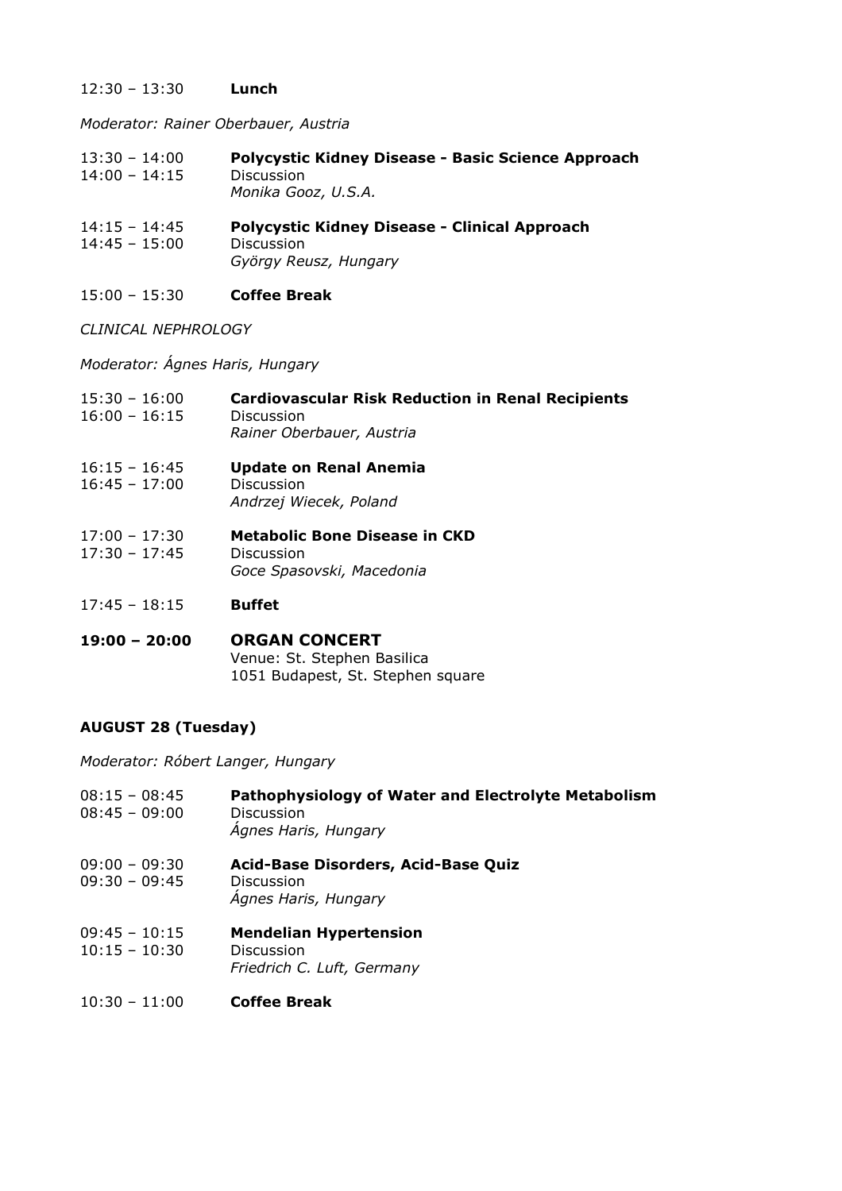12:30 – 13:30 **Lunch**

*Moderator: Rainer Oberbauer, Austria*

13:30 – 14:00 **Polycystic Kidney Disease - Basic Science Approach**
14:00 – 14:15 Discussion
*Monika Gooz, U.S.A.*

14:15 – 14:45 **Polycystic Kidney Disease - Clinical Approach**
14:45 – 15:00 Discussion
*György Reusz, Hungary*

15:00 – 15:30 **Coffee Break**

*CLINICAL NEPHROLOGY*

*Moderator: Ágnes Haris, Hungary*

15:30 – 16:00 **Cardiovascular Risk Reduction in Renal Recipients**
16:00 – 16:15 Discussion
*Rainer Oberbauer, Austria*

16:15 – 16:45 **Update on Renal Anemia**
16:45 – 17:00 Discussion
*Andrzej Wiecek, Poland*

17:00 – 17:30 **Metabolic Bone Disease in CKD**
17:30 – 17:45 Discussion
*Goce Spasovski, Macedonia*

17:45 – 18:15 **Buffet**

**19:00 – 20:00** **ORGAN CONCERT**
Venue: St. Stephen Basilica
1051 Budapest, St. Stephen square

**AUGUST 28 (Tuesday)**

*Moderator: Róbert Langer, Hungary*

08:15 – 08:45 **Pathophysiology of Water and Electrolyte Metabolism**
08:45 – 09:00 Discussion
*Ágnes Haris, Hungary*

09:00 – 09:30 **Acid-Base Disorders, Acid-Base Quiz**
09:30 – 09:45 Discussion
*Ágnes Haris, Hungary*

09:45 – 10:15 **Mendelian Hypertension**
10:15 – 10:30 Discussion
*Friedrich C. Luft, Germany*

10:30 – 11:00 **Coffee Break**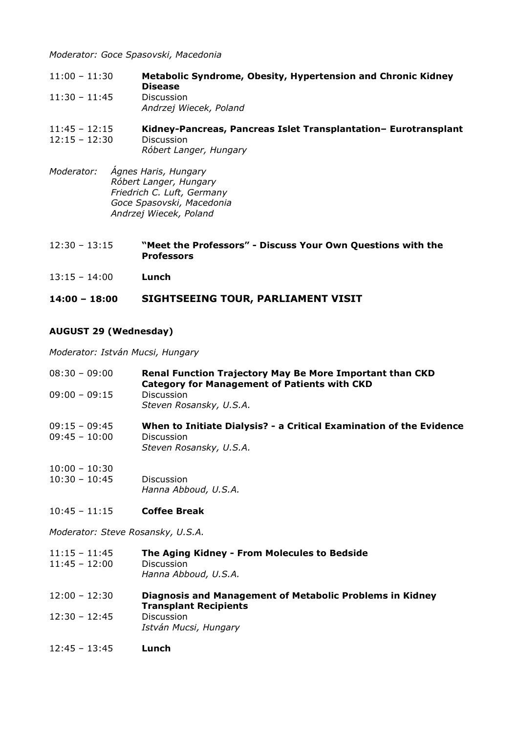*Moderator: Goce Spasovski, Macedonia*

| | |
|---|---|
| 11:00 – 11:30 | **Metabolic Syndrome, Obesity, Hypertension and Chronic Kidney Disease** |
| 11:30 – 11:45 | Discussion<br>*Andrzej Wiecek, Poland* |
| 11:45 – 12:15 | **Kidney-Pancreas, Pancreas Islet Transplantation– Eurotransplant** |
| 12:15 – 12:30 | Discussion<br>*Róbert Langer, Hungary* |

*Moderator: Ágnes Haris, Hungary*
*Róbert Langer, Hungary*
*Friedrich C. Luft, Germany*
*Goce Spasovski, Macedonia*
*Andrzej Wiecek, Poland*

| | |
|---|---|
| 12:30 – 13:15 | **"Meet the Professors" - Discuss Your Own Questions with the Professors** |
| 13:15 – 14:00 | **Lunch** |

**14:00 – 18:00 SIGHTSEEING TOUR, PARLIAMENT VISIT**

**AUGUST 29 (Wednesday)**

*Moderator: István Mucsi, Hungary*

| | |
|---|---|
| 08:30 – 09:00 | **Renal Function Trajectory May Be More Important than CKD Category for Management of Patients with CKD** |
| 09:00 – 09:15 | Discussion<br>*Steven Rosansky, U.S.A.* |
| 09:15 – 09:45 | **When to Initiate Dialysis? - a Critical Examination of the Evidence** |
| 09:45 – 10:00 | Discussion<br>*Steven Rosansky, U.S.A.* |
| 10:00 – 10:30 | |
| 10:30 – 10:45 | Discussion<br>*Hanna Abboud, U.S.A.* |
| 10:45 – 11:15 | **Coffee Break** |

*Moderator: Steve Rosansky, U.S.A.*

| | |
|---|---|
| 11:15 – 11:45 | **The Aging Kidney - From Molecules to Bedside** |
| 11:45 – 12:00 | Discussion<br>*Hanna Abboud, U.S.A.* |
| 12:00 – 12:30 | **Diagnosis and Management of Metabolic Problems in Kidney Transplant Recipients** |
| 12:30 – 12:45 | Discussion<br>*István Mucsi, Hungary* |
| 12:45 – 13:45 | **Lunch** |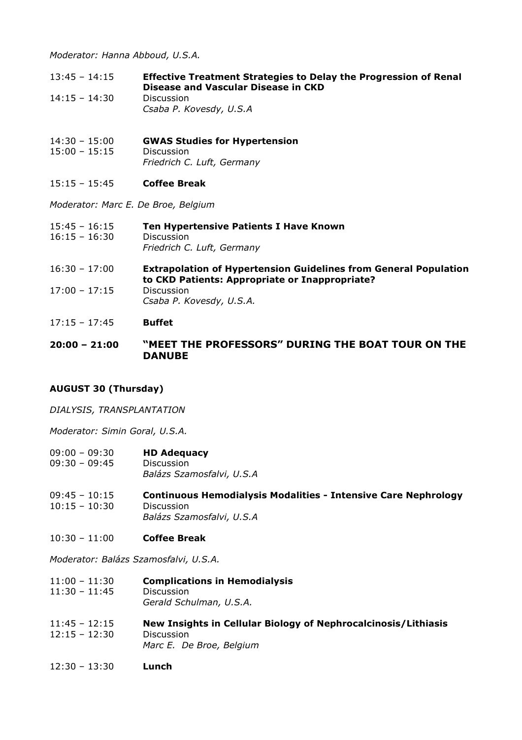*Moderator: Hanna Abboud, U.S.A.*

13:45 – 14:15 **Effective Treatment Strategies to Delay the Progression of Renal Disease and Vascular Disease in CKD**
14:15 – 14:30 Discussion
*Csaba P. Kovesdy, U.S.A*

14:30 – 15:00 **GWAS Studies for Hypertension**
15:00 – 15:15 Discussion
*Friedrich C. Luft, Germany*

15:15 – 15:45 **Coffee Break**

*Moderator: Marc E. De Broe, Belgium*

15:45 – 16:15 **Ten Hypertensive Patients I Have Known**
16:15 – 16:30 Discussion
*Friedrich C. Luft, Germany*

16:30 – 17:00 **Extrapolation of Hypertension Guidelines from General Population to CKD Patients: Appropriate or Inappropriate?**
17:00 – 17:15 Discussion
*Csaba P. Kovesdy, U.S.A.*

17:15 – 17:45 **Buffet**

**20:00 – 21:00 "MEET THE PROFESSORS" DURING THE BOAT TOUR ON THE DANUBE**

**AUGUST 30 (Thursday)**

*DIALYSIS, TRANSPLANTATION*

*Moderator: Simin Goral, U.S.A.*

09:00 – 09:30 **HD Adequacy**
09:30 – 09:45 Discussion
*Balázs Szamosfalvi, U.S.A*

09:45 – 10:15 **Continuous Hemodialysis Modalities - Intensive Care Nephrology**
10:15 – 10:30 Discussion
*Balázs Szamosfalvi, U.S.A*

10:30 – 11:00 **Coffee Break**

*Moderator: Balázs Szamosfalvi, U.S.A.*

11:00 – 11:30 **Complications in Hemodialysis**
11:30 – 11:45 Discussion
*Gerald Schulman, U.S.A.*

11:45 – 12:15 **New Insights in Cellular Biology of Nephrocalcinosis/Lithiasis**
12:15 – 12:30 Discussion
*Marc E. De Broe, Belgium*

12:30 – 13:30 **Lunch**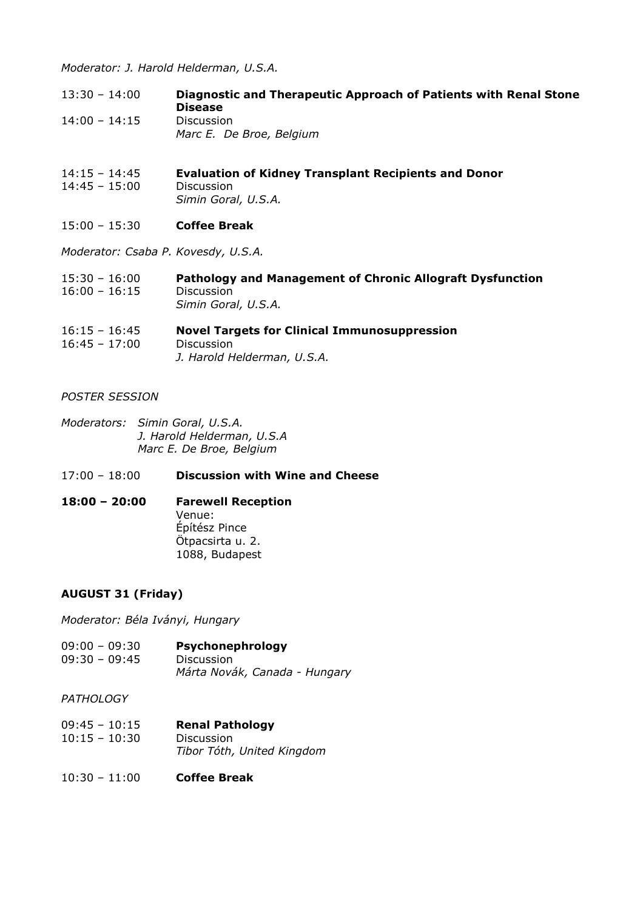*Moderator: J. Harold Helderman, U.S.A.*

13:30 – 14:00 **Diagnostic and Therapeutic Approach of Patients with Renal Stone Disease**
14:00 – 14:15 Discussion
*Marc E. De Broe, Belgium*

14:15 – 14:45 **Evaluation of Kidney Transplant Recipients and Donor**
14:45 – 15:00 Discussion
*Simin Goral, U.S.A.*

15:00 – 15:30 **Coffee Break**

*Moderator: Csaba P. Kovesdy, U.S.A.*

15:30 – 16:00 **Pathology and Management of Chronic Allograft Dysfunction**
16:00 – 16:15 Discussion
*Simin Goral, U.S.A.*

16:15 – 16:45 **Novel Targets for Clinical Immunosuppression**
16:45 – 17:00 Discussion
*J. Harold Helderman, U.S.A.*

*POSTER SESSION*

*Moderators: Simin Goral, U.S.A.*
*J. Harold Helderman, U.S.A*
*Marc E. De Broe, Belgium*

17:00 – 18:00 **Discussion with Wine and Cheese**

**18:00 – 20:00** **Farewell Reception**
Venue:
Építész Pince
Ötpacsirta u. 2.
1088, Budapest

**AUGUST 31 (Friday)**

*Moderator: Béla Iványi, Hungary*

09:00 – 09:30 **Psychonephrology**
09:30 – 09:45 Discussion
*Márta Novák, Canada - Hungary*

*PATHOLOGY*

09:45 – 10:15 **Renal Pathology**
10:15 – 10:30 Discussion
*Tibor Tóth, United Kingdom*

10:30 – 11:00 **Coffee Break**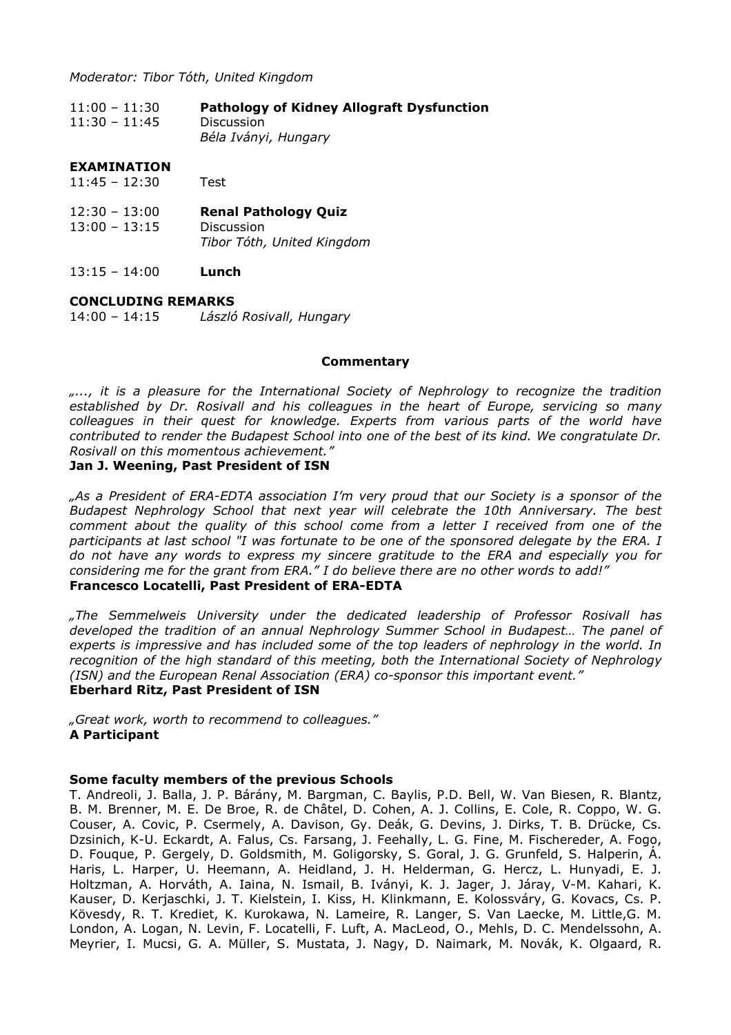*Moderator: Tibor Tóth, United Kingdom*

11:00 – 11:30 **Pathology of Kidney Allograft Dysfunction**
11:30 – 11:45 Discussion
*Béla Iványi, Hungary*

**EXAMINATION**

11:45 – 12:30 Test

12:30 – 13:00 **Renal Pathology Quiz**
13:00 – 13:15 Discussion
*Tibor Tóth, United Kingdom*

13:15 – 14:00 **Lunch**

**CONCLUDING REMARKS**

14:00 – 14:15 *László Rosivall, Hungary*

## Commentary

*„..., it is a pleasure for the International Society of Nephrology to recognize the tradition established by Dr. Rosivall and his colleagues in the heart of Europe, servicing so many colleagues in their quest for knowledge. Experts from various parts of the world have contributed to render the Budapest School into one of the best of its kind. We congratulate Dr. Rosivall on this momentous achievement."*
**Jan J. Weening, Past President of ISN**

*„As a President of ERA-EDTA association I'm very proud that our Society is a sponsor of the Budapest Nephrology School that next year will celebrate the 10th Anniversary. The best comment about the quality of this school come from a letter I received from one of the participants at last school "I was fortunate to be one of the sponsored delegate by the ERA. I do not have any words to express my sincere gratitude to the ERA and especially you for considering me for the grant from ERA." I do believe there are no other words to add!"*
**Francesco Locatelli, Past President of ERA-EDTA**

*„The Semmelweis University under the dedicated leadership of Professor Rosivall has developed the tradition of an annual Nephrology Summer School in Budapest… The panel of experts is impressive and has included some of the top leaders of nephrology in the world. In recognition of the high standard of this meeting, both the International Society of Nephrology (ISN) and the European Renal Association (ERA) co-sponsor this important event."*
**Eberhard Ritz, Past President of ISN**

*„Great work, worth to recommend to colleagues."*
**A Participant**

**Some faculty members of the previous Schools**

T. Andreoli, J. Balla, J. P. Bárány, M. Bargman, C. Baylis, P.D. Bell, W. Van Biesen, R. Blantz, B. M. Brenner, M. E. De Broe, R. de Châtel, D. Cohen, A. J. Collins, E. Cole, R. Coppo, W. G. Couser, A. Covic, P. Csermely, A. Davison, Gy. Deák, G. Devins, J. Dirks, T. B. Drücke, Cs. Dzsinich, K-U. Eckardt, A. Falus, Cs. Farsang, J. Feehally, L. G. Fine, M. Fischereder, A. Fogo, D. Fouque, P. Gergely, D. Goldsmith, M. Goligorsky, S. Goral, J. G. Grunfeld, S. Halperin, Á. Haris, L. Harper, U. Heemann, A. Heidland, J. H. Helderman, G. Hercz, L. Hunyadi, E. J. Holtzman, A. Horváth, A. Iaina, N. Ismail, B. Iványi, K. J. Jager, J. Járay, V-M. Kahari, K. Kauser, D. Kerjaschki, J. T. Kielstein, I. Kiss, H. Klinkmann, E. Kolossváry, G. Kovacs, Cs. P. Kövesdy, R. T. Krediet, K. Kurokawa, N. Lameire, R. Langer, S. Van Laecke, M. Little,G. M. London, A. Logan, N. Levin, F. Locatelli, F. Luft, A. MacLeod, O., Mehls, D. C. Mendelssohn, A. Meyrier, I. Mucsi, G. A. Müller, S. Mustata, J. Nagy, D. Naimark, M. Novák, K. Olgaard, R.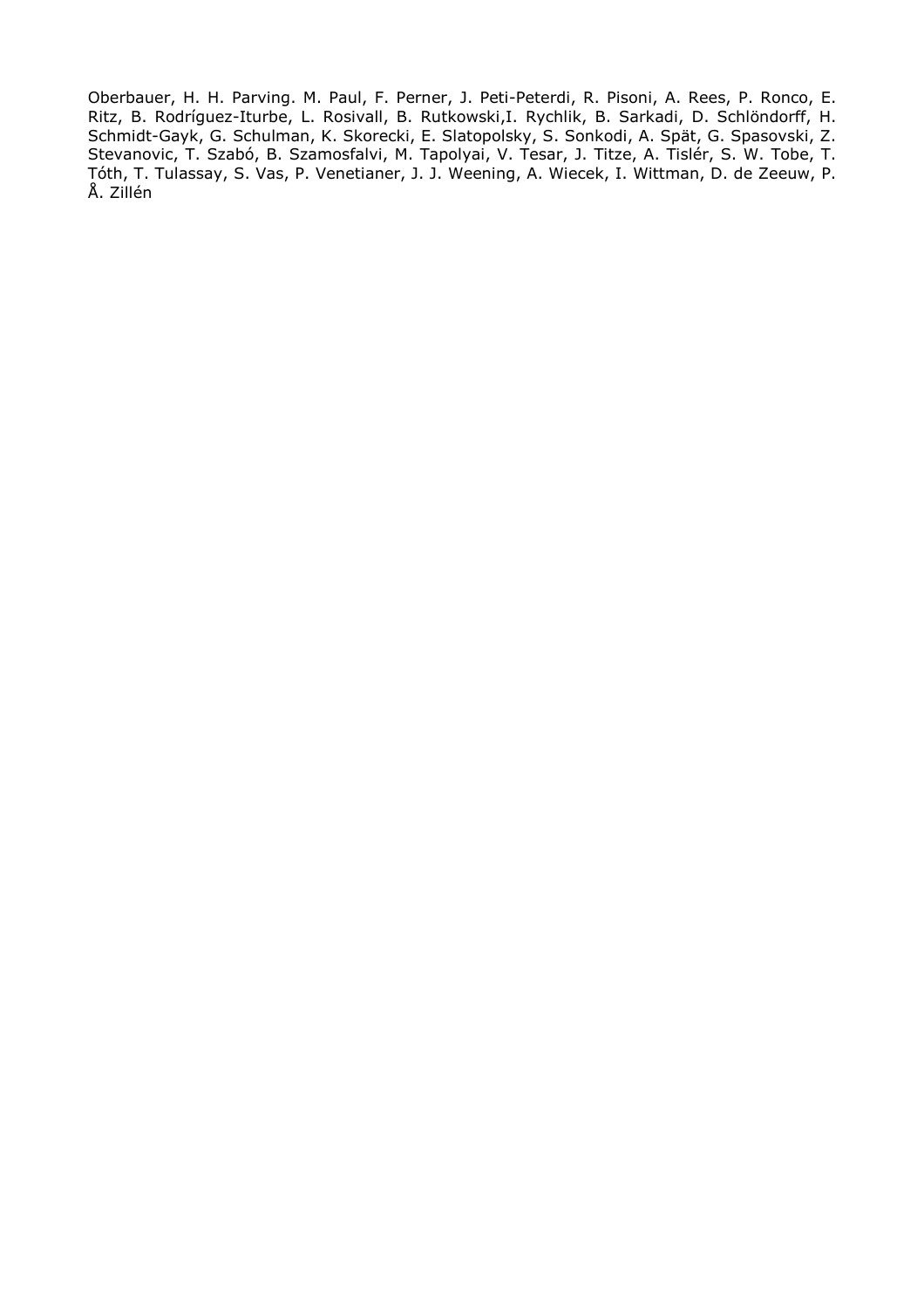Oberbauer, H. H. Parving. M. Paul, F. Perner, J. Peti-Peterdi, R. Pisoni, A. Rees, P. Ronco, E. Ritz, B. Rodríguez-Iturbe, L. Rosivall, B. Rutkowski,I. Rychlik, B. Sarkadi, D. Schlöndorff, H. Schmidt-Gayk, G. Schulman, K. Skorecki, E. Slatopolsky, S. Sonkodi, A. Spät, G. Spasovski, Z. Stevanovic, T. Szabó, B. Szamosfalvi, M. Tapolyai, V. Tesar, J. Titze, A. Tislér, S. W. Tobe, T. Tóth, T. Tulassay, S. Vas, P. Venetianer, J. J. Weening, A. Wiecek, I. Wittman, D. de Zeeuw, P. Å. Zillén